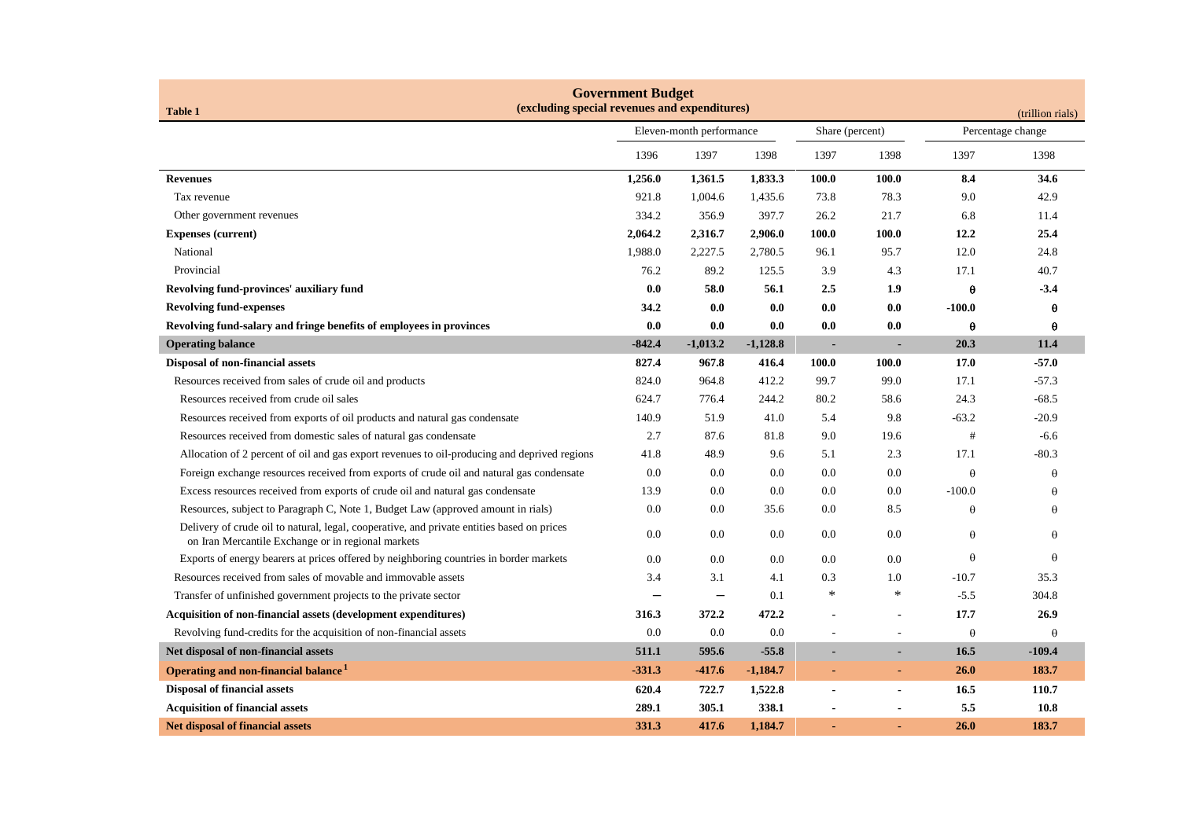**Table 1**

## Government Budget
### (excluding special revenues and expenditures)

(trillion rials)

| | Eleven-month performance | | | Share (percent) | | Percentage change | |
|---|---|---|---|---|---|---|---|
| | 1396 | 1397 | 1398 | 1397 | 1398 | 1397 | 1398 |
| **Revenues** | **1,256.0** | **1,361.5** | **1,833.3** | **100.0** | **100.0** | **8.4** | **34.6** |
| Tax revenue | 921.8 | 1,004.6 | 1,435.6 | 73.8 | 78.3 | 9.0 | 42.9 |
| Other government revenues | 334.2 | 356.9 | 397.7 | 26.2 | 21.7 | 6.8 | 11.4 |
| **Expenses (current)** | **2,064.2** | **2,316.7** | **2,906.0** | **100.0** | **100.0** | **12.2** | **25.4** |
| National | 1,988.0 | 2,227.5 | 2,780.5 | 96.1 | 95.7 | 12.0 | 24.8 |
| Provincial | 76.2 | 89.2 | 125.5 | 3.9 | 4.3 | 17.1 | 40.7 |
| **Revolving fund-provinces' auxiliary fund** | **0.0** | **58.0** | **56.1** | **2.5** | **1.9** | **θ** | **-3.4** |
| **Revolving fund-expenses** | **34.2** | **0.0** | **0.0** | **0.0** | **0.0** | **-100.0** | **θ** |
| **Revolving fund-salary and fringe benefits of employees in provinces** | **0.0** | **0.0** | **0.0** | **0.0** | **0.0** | **θ** | **θ** |
| **Operating balance** | **-842.4** | **-1,013.2** | **-1,128.8** | **-** | **-** | **20.3** | **11.4** |
| **Disposal of non-financial assets** | **827.4** | **967.8** | **416.4** | **100.0** | **100.0** | **17.0** | **-57.0** |
| Resources received from sales of crude oil and products | 824.0 | 964.8 | 412.2 | 99.7 | 99.0 | 17.1 | -57.3 |
| Resources received from crude oil sales | 624.7 | 776.4 | 244.2 | 80.2 | 58.6 | 24.3 | -68.5 |
| Resources received from exports of oil products and natural gas condensate | 140.9 | 51.9 | 41.0 | 5.4 | 9.8 | -63.2 | -20.9 |
| Resources received from domestic sales of natural gas condensate | 2.7 | 87.6 | 81.8 | 9.0 | 19.6 | # | -6.6 |
| Allocation of 2 percent of oil and gas export revenues to oil-producing and deprived regions | 41.8 | 48.9 | 9.6 | 5.1 | 2.3 | 17.1 | -80.3 |
| Foreign exchange resources received from exports of crude oil and natural gas condensate | 0.0 | 0.0 | 0.0 | 0.0 | 0.0 | θ | θ |
| Excess resources received from exports of crude oil and natural gas condensate | 13.9 | 0.0 | 0.0 | 0.0 | 0.0 | -100.0 | θ |
| Resources, subject to Paragraph C, Note 1, Budget Law (approved amount in rials) | 0.0 | 0.0 | 35.6 | 0.0 | 8.5 | θ | θ |
| Delivery of crude oil to natural, legal, cooperative, and private entities based on prices on Iran Mercantile Exchange or in regional markets | 0.0 | 0.0 | 0.0 | 0.0 | 0.0 | θ | θ |
| Exports of energy bearers at prices offered by neighboring countries in border markets | 0.0 | 0.0 | 0.0 | 0.0 | 0.0 | θ | θ |
| Resources received from sales of movable and immovable assets | 3.4 | 3.1 | 4.1 | 0.3 | 1.0 | -10.7 | 35.3 |
| Transfer of unfinished government projects to the private sector | — | — | 0.1 | * | * | -5.5 | 304.8 |
| **Acquisition of non-financial assets (development expenditures)** | **316.3** | **372.2** | **472.2** | **-** | **-** | **17.7** | **26.9** |
| Revolving fund-credits for the acquisition of non-financial assets | 0.0 | 0.0 | 0.0 | - | - | θ | θ |
| **Net disposal of non-financial assets** | **511.1** | **595.6** | **-55.8** | **-** | **-** | **16.5** | **-109.4** |
| **Operating and non-financial balance**[1] | **-331.3** | **-417.6** | **-1,184.7** | **-** | **-** | **26.0** | **183.7** |
| **Disposal of financial assets** | **620.4** | **722.7** | **1,522.8** | **-** | **-** | **16.5** | **110.7** |
| **Acquisition of financial assets** | **289.1** | **305.1** | **338.1** | **-** | **-** | **5.5** | **10.8** |
| **Net disposal of financial assets** | **331.3** | **417.6** | **1,184.7** | **-** | **-** | **26.0** | **183.7** |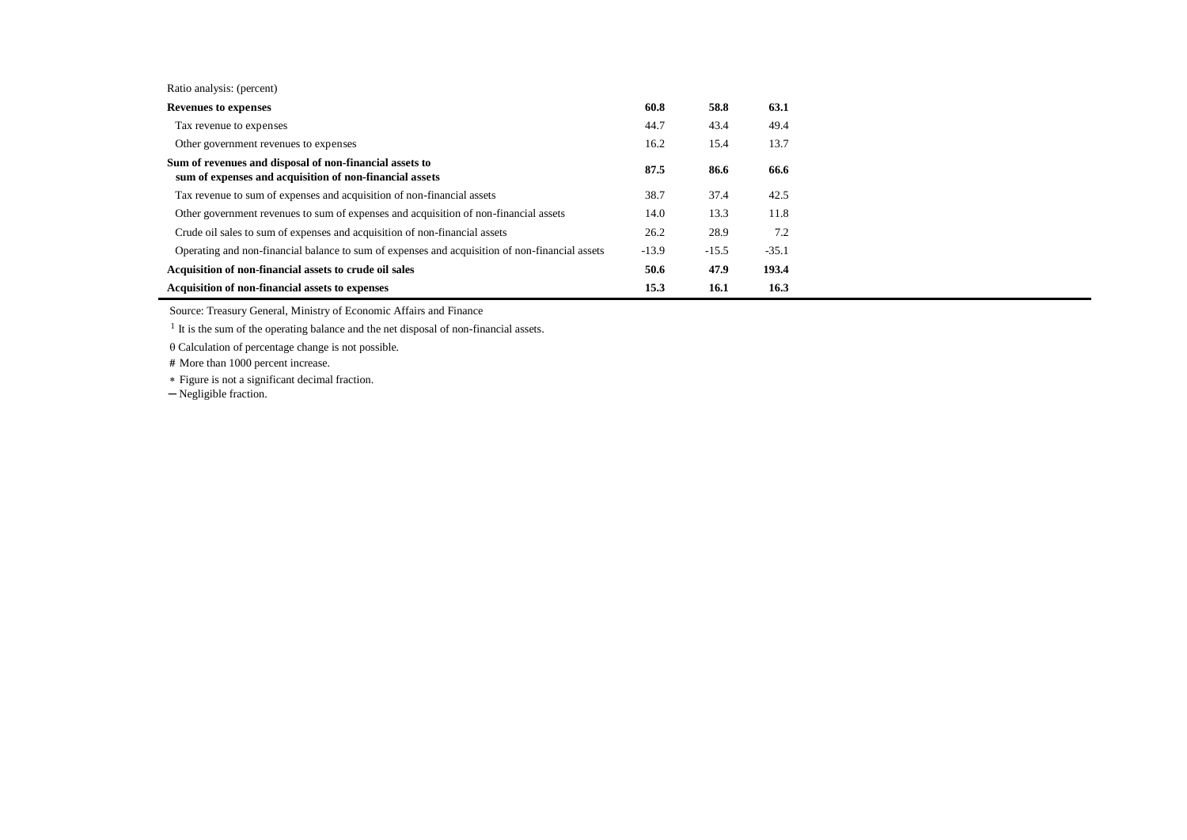| Ratio analysis: (percent) | | | |
|---|---|---|---|
| **Revenues to expenses** | **60.8** | **58.8** | **63.1** |
| Tax revenue to expenses | 44.7 | 43.4 | 49.4 |
| Other government revenues to expenses | 16.2 | 15.4 | 13.7 |
| **Sum of revenues and disposal of non-financial assets to sum of expenses and acquisition of non-financial assets** | **87.5** | **86.6** | **66.6** |
| Tax revenue to sum of expenses and acquisition of non-financial assets | 38.7 | 37.4 | 42.5 |
| Other government revenues to sum of expenses and acquisition of non-financial assets | 14.0 | 13.3 | 11.8 |
| Crude oil sales to sum of expenses and acquisition of non-financial assets | 26.2 | 28.9 | 7.2 |
| Operating and non-financial balance to sum of expenses and acquisition of non-financial assets | -13.9 | -15.5 | -35.1 |
| **Acquisition of non-financial assets to crude oil sales** | **50.6** | **47.9** | **193.4** |
| **Acquisition of non-financial assets to expenses** | **15.3** | **16.1** | **16.3** |

Source: Treasury General, Ministry of Economic Affairs and Finance

[1] It is the sum of the operating balance and the net disposal of non-financial assets.

θ Calculation of percentage change is not possible.

# More than 1000 percent increase.

* Figure is not a significant decimal fraction.

— Negligible fraction.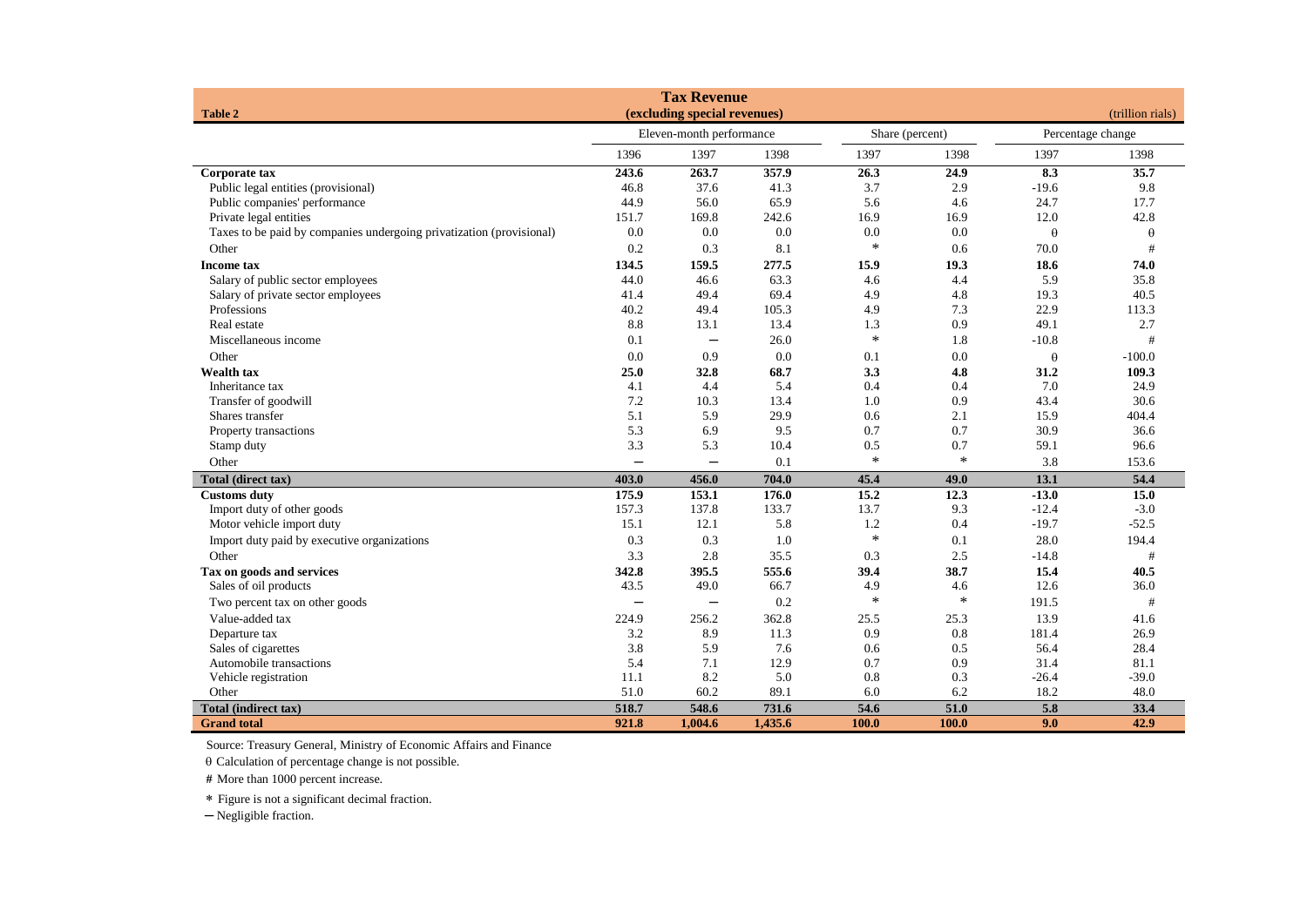**Table 2**

## Tax Revenue
**(excluding special revenues)**

(trillion rials)

| | Eleven-month performance | | | Share (percent) | | Percentage change | |
|---|---|---|---|---|---|---|---|
| | 1396 | 1397 | 1398 | 1397 | 1398 | 1397 | 1398 |
| **Corporate tax** | **243.6** | **263.7** | **357.9** | **26.3** | **24.9** | **8.3** | **35.7** |
| Public legal entities (provisional) | 46.8 | 37.6 | 41.3 | 3.7 | 2.9 | -19.6 | 9.8 |
| Public companies' performance | 44.9 | 56.0 | 65.9 | 5.6 | 4.6 | 24.7 | 17.7 |
| Private legal entities | 151.7 | 169.8 | 242.6 | 16.9 | 16.9 | 12.0 | 42.8 |
| Taxes to be paid by companies undergoing privatization (provisional) | 0.0 | 0.0 | 0.0 | 0.0 | 0.0 | θ | θ |
| Other | 0.2 | 0.3 | 8.1 | * | 0.6 | 70.0 | # |
| **Income tax** | **134.5** | **159.5** | **277.5** | **15.9** | **19.3** | **18.6** | **74.0** |
| Salary of public sector employees | 44.0 | 46.6 | 63.3 | 4.6 | 4.4 | 5.9 | 35.8 |
| Salary of private sector employees | 41.4 | 49.4 | 69.4 | 4.9 | 4.8 | 19.3 | 40.5 |
| Professions | 40.2 | 49.4 | 105.3 | 4.9 | 7.3 | 22.9 | 113.3 |
| Real estate | 8.8 | 13.1 | 13.4 | 1.3 | 0.9 | 49.1 | 2.7 |
| Miscellaneous income | 0.1 | ― | 26.0 | * | 1.8 | -10.8 | # |
| Other | 0.0 | 0.9 | 0.0 | 0.1 | 0.0 | θ | -100.0 |
| **Wealth tax** | **25.0** | **32.8** | **68.7** | **3.3** | **4.8** | **31.2** | **109.3** |
| Inheritance tax | 4.1 | 4.4 | 5.4 | 0.4 | 0.4 | 7.0 | 24.9 |
| Transfer of goodwill | 7.2 | 10.3 | 13.4 | 1.0 | 0.9 | 43.4 | 30.6 |
| Shares transfer | 5.1 | 5.9 | 29.9 | 0.6 | 2.1 | 15.9 | 404.4 |
| Property transactions | 5.3 | 6.9 | 9.5 | 0.7 | 0.7 | 30.9 | 36.6 |
| Stamp duty | 3.3 | 5.3 | 10.4 | 0.5 | 0.7 | 59.1 | 96.6 |
| Other | ― | ― | 0.1 | * | * | 3.8 | 153.6 |
| **Total (direct tax)** | **403.0** | **456.0** | **704.0** | **45.4** | **49.0** | **13.1** | **54.4** |
| **Customs duty** | **175.9** | **153.1** | **176.0** | **15.2** | **12.3** | **-13.0** | **15.0** |
| Import duty of other goods | 157.3 | 137.8 | 133.7 | 13.7 | 9.3 | -12.4 | -3.0 |
| Motor vehicle import duty | 15.1 | 12.1 | 5.8 | 1.2 | 0.4 | -19.7 | -52.5 |
| Import duty paid by executive organizations | 0.3 | 0.3 | 1.0 | * | 0.1 | 28.0 | 194.4 |
| Other | 3.3 | 2.8 | 35.5 | 0.3 | 2.5 | -14.8 | # |
| **Tax on goods and services** | **342.8** | **395.5** | **555.6** | **39.4** | **38.7** | **15.4** | **40.5** |
| Sales of oil products | 43.5 | 49.0 | 66.7 | 4.9 | 4.6 | 12.6 | 36.0 |
| Two percent tax on other goods | ― | ― | 0.2 | * | * | 191.5 | # |
| Value-added tax | 224.9 | 256.2 | 362.8 | 25.5 | 25.3 | 13.9 | 41.6 |
| Departure tax | 3.2 | 8.9 | 11.3 | 0.9 | 0.8 | 181.4 | 26.9 |
| Sales of cigarettes | 3.8 | 5.9 | 7.6 | 0.6 | 0.5 | 56.4 | 28.4 |
| Automobile transactions | 5.4 | 7.1 | 12.9 | 0.7 | 0.9 | 31.4 | 81.1 |
| Vehicle registration | 11.1 | 8.2 | 5.0 | 0.8 | 0.3 | -26.4 | -39.0 |
| Other | 51.0 | 60.2 | 89.1 | 6.0 | 6.2 | 18.2 | 48.0 |
| **Total (indirect tax)** | **518.7** | **548.6** | **731.6** | **54.6** | **51.0** | **5.8** | **33.4** |
| **Grand total** | **921.8** | **1,004.6** | **1,435.6** | **100.0** | **100.0** | **9.0** | **42.9** |

Source: Treasury General, Ministry of Economic Affairs and Finance

θ Calculation of percentage change is not possible.

# More than 1000 percent increase.

* Figure is not a significant decimal fraction.

― Negligible fraction.